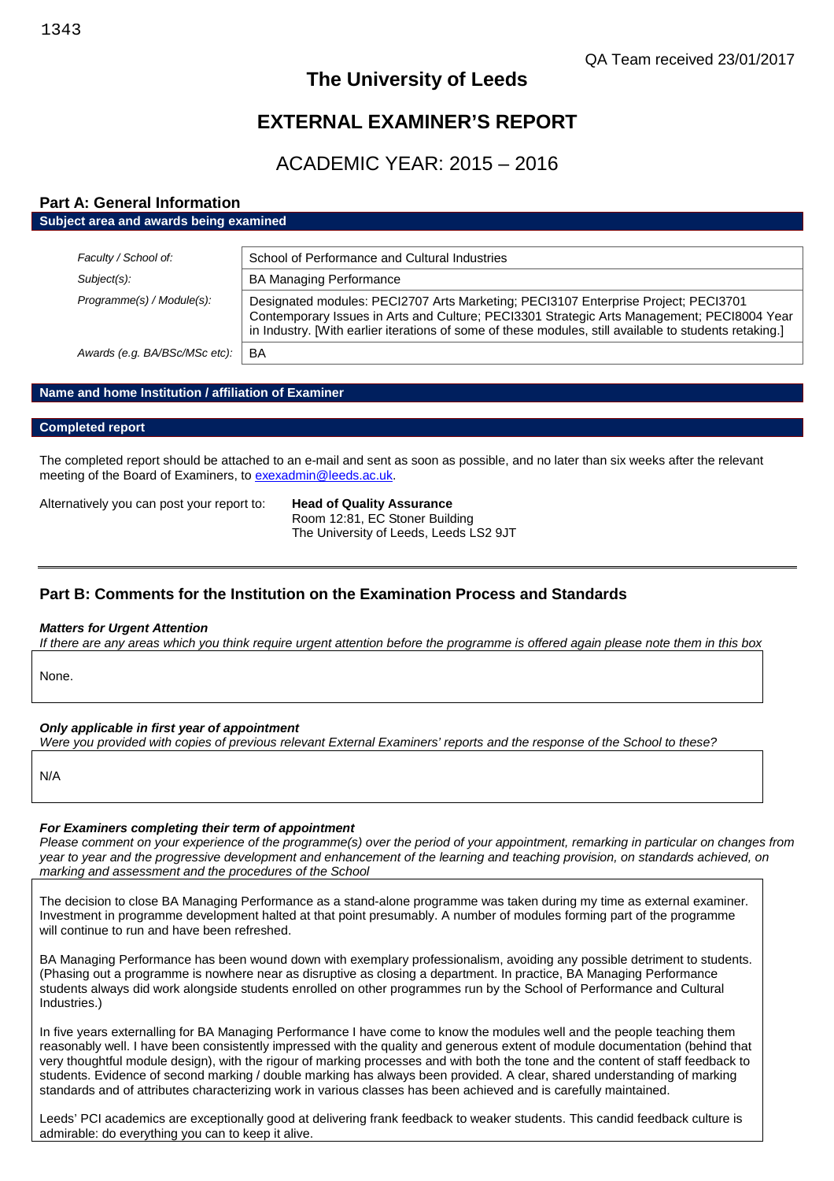1343

QA Team received 23/01/2017

# The University of Leeds

# EXTERNAL EXAMINER'S REPORT

## ACADEMIC YEAR: 2015 – 2016

## Part A: General Information

**Subject area and awards being examined**

| | |
|---|---|
| *Faculty / School of:* | School of Performance and Cultural Industries |
| *Subject(s):* | BA Managing Performance |
| *Programme(s) / Module(s):* | Designated modules: PECI2707 Arts Marketing; PECI3107 Enterprise Project; PECI3701 Contemporary Issues in Arts and Culture; PECI3301 Strategic Arts Management; PECI8004 Year in Industry. [With earlier iterations of some of these modules, still available to students retaking.] |
| *Awards (e.g. BA/BSc/MSc etc):* | BA |

**Name and home Institution / affiliation of Examiner**

**Completed report**

The completed report should be attached to an e-mail and sent as soon as possible, and no later than six weeks after the relevant meeting of the Board of Examiners, to exexadmin@leeds.ac.uk.

Alternatively you can post your report to: **Head of Quality Assurance**
Room 12:81, EC Stoner Building
The University of Leeds, Leeds LS2 9JT

## Part B: Comments for the Institution on the Examination Process and Standards

***Matters for Urgent Attention***

*If there are any areas which you think require urgent attention before the programme is offered again please note them in this box*

None.

***Only applicable in first year of appointment***

*Were you provided with copies of previous relevant External Examiners' reports and the response of the School to these?*

N/A

***For Examiners completing their term of appointment***

*Please comment on your experience of the programme(s) over the period of your appointment, remarking in particular on changes from year to year and the progressive development and enhancement of the learning and teaching provision, on standards achieved, on marking and assessment and the procedures of the School*

The decision to close BA Managing Performance as a stand-alone programme was taken during my time as external examiner. Investment in programme development halted at that point presumably. A number of modules forming part of the programme will continue to run and have been refreshed.

BA Managing Performance has been wound down with exemplary professionalism, avoiding any possible detriment to students. (Phasing out a programme is nowhere near as disruptive as closing a department. In practice, BA Managing Performance students always did work alongside students enrolled on other programmes run by the School of Performance and Cultural Industries.)

In five years externalling for BA Managing Performance I have come to know the modules well and the people teaching them reasonably well. I have been consistently impressed with the quality and generous extent of module documentation (behind that very thoughtful module design), with the rigour of marking processes and with both the tone and the content of staff feedback to students. Evidence of second marking / double marking has always been provided. A clear, shared understanding of marking standards and of attributes characterizing work in various classes has been achieved and is carefully maintained.

Leeds' PCI academics are exceptionally good at delivering frank feedback to weaker students. This candid feedback culture is admirable: do everything you can to keep it alive.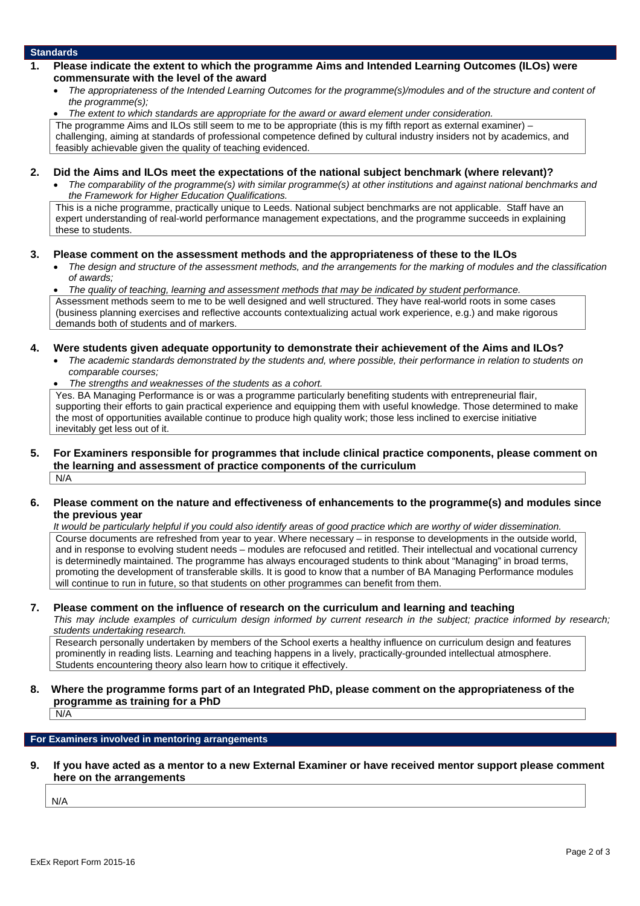## Standards

**1. Please indicate the extent to which the programme Aims and Intended Learning Outcomes (ILOs) were commensurate with the level of the award**

- *The appropriateness of the Intended Learning Outcomes for the programme(s)/modules and of the structure and content of the programme(s);*
- *The extent to which standards are appropriate for the award or award element under consideration.*

The programme Aims and ILOs still seem to me to be appropriate (this is my fifth report as external examiner) – challenging, aiming at standards of professional competence defined by cultural industry insiders not by academics, and feasibly achievable given the quality of teaching evidenced.

**2. Did the Aims and ILOs meet the expectations of the national subject benchmark (where relevant)?**

- *The comparability of the programme(s) with similar programme(s) at other institutions and against national benchmarks and the Framework for Higher Education Qualifications.*

This is a niche programme, practically unique to Leeds. National subject benchmarks are not applicable. Staff have an expert understanding of real-world performance management expectations, and the programme succeeds in explaining these to students.

**3. Please comment on the assessment methods and the appropriateness of these to the ILOs**

- *The design and structure of the assessment methods, and the arrangements for the marking of modules and the classification of awards;*
- *The quality of teaching, learning and assessment methods that may be indicated by student performance.*

Assessment methods seem to me to be well designed and well structured. They have real-world roots in some cases (business planning exercises and reflective accounts contextualizing actual work experience, e.g.) and make rigorous demands both of students and of markers.

**4. Were students given adequate opportunity to demonstrate their achievement of the Aims and ILOs?**

- *The academic standards demonstrated by the students and, where possible, their performance in relation to students on comparable courses;*
- *The strengths and weaknesses of the students as a cohort.*

Yes. BA Managing Performance is or was a programme particularly benefiting students with entrepreneurial flair, supporting their efforts to gain practical experience and equipping them with useful knowledge. Those determined to make the most of opportunities available continue to produce high quality work; those less inclined to exercise initiative inevitably get less out of it.

**5. For Examiners responsible for programmes that include clinical practice components, please comment on the learning and assessment of practice components of the curriculum**

N/A

**6. Please comment on the nature and effectiveness of enhancements to the programme(s) and modules since the previous year**

*It would be particularly helpful if you could also identify areas of good practice which are worthy of wider dissemination.*

Course documents are refreshed from year to year. Where necessary – in response to developments in the outside world, and in response to evolving student needs – modules are refocused and retitled. Their intellectual and vocational currency is determinedly maintained. The programme has always encouraged students to think about "Managing" in broad terms, promoting the development of transferable skills. It is good to know that a number of BA Managing Performance modules will continue to run in future, so that students on other programmes can benefit from them.

**7. Please comment on the influence of research on the curriculum and learning and teaching**

*This may include examples of curriculum design informed by current research in the subject; practice informed by research; students undertaking research.*

Research personally undertaken by members of the School exerts a healthy influence on curriculum design and features prominently in reading lists. Learning and teaching happens in a lively, practically-grounded intellectual atmosphere. Students encountering theory also learn how to critique it effectively.

**8. Where the programme forms part of an Integrated PhD, please comment on the appropriateness of the programme as training for a PhD**

N/A

## For Examiners involved in mentoring arrangements

**9. If you have acted as a mentor to a new External Examiner or have received mentor support please comment here on the arrangements**

N/A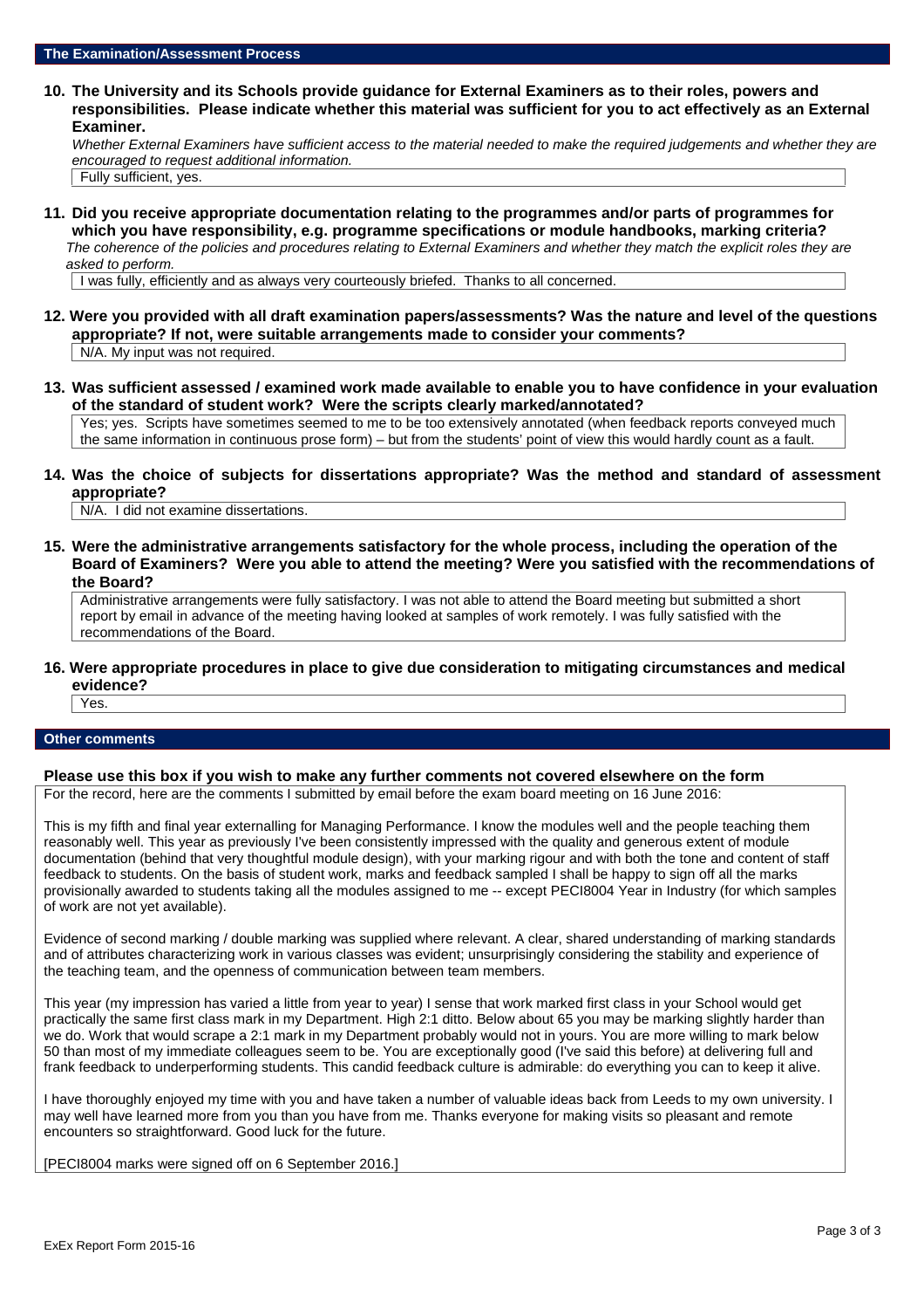## The Examination/Assessment Process

**10. The University and its Schools provide guidance for External Examiners as to their roles, powers and responsibilities. Please indicate whether this material was sufficient for you to act effectively as an External Examiner.**

*Whether External Examiners have sufficient access to the material needed to make the required judgements and whether they are encouraged to request additional information.*

Fully sufficient, yes.

**11. Did you receive appropriate documentation relating to the programmes and/or parts of programmes for which you have responsibility, e.g. programme specifications or module handbooks, marking criteria?**

*The coherence of the policies and procedures relating to External Examiners and whether they match the explicit roles they are asked to perform.*

I was fully, efficiently and as always very courteously briefed. Thanks to all concerned.

**12. Were you provided with all draft examination papers/assessments? Was the nature and level of the questions appropriate? If not, were suitable arrangements made to consider your comments?**

N/A. My input was not required.

**13. Was sufficient assessed / examined work made available to enable you to have confidence in your evaluation of the standard of student work? Were the scripts clearly marked/annotated?**

Yes; yes. Scripts have sometimes seemed to me to be too extensively annotated (when feedback reports conveyed much the same information in continuous prose form) – but from the students' point of view this would hardly count as a fault.

**14. Was the choice of subjects for dissertations appropriate? Was the method and standard of assessment appropriate?**

N/A. I did not examine dissertations.

**15. Were the administrative arrangements satisfactory for the whole process, including the operation of the Board of Examiners? Were you able to attend the meeting? Were you satisfied with the recommendations of the Board?**

Administrative arrangements were fully satisfactory. I was not able to attend the Board meeting but submitted a short report by email in advance of the meeting having looked at samples of work remotely. I was fully satisfied with the recommendations of the Board.

**16. Were appropriate procedures in place to give due consideration to mitigating circumstances and medical evidence?**

Yes.

## Other comments

**Please use this box if you wish to make any further comments not covered elsewhere on the form**

For the record, here are the comments I submitted by email before the exam board meeting on 16 June 2016:

This is my fifth and final year externalling for Managing Performance. I know the modules well and the people teaching them reasonably well. This year as previously I've been consistently impressed with the quality and generous extent of module documentation (behind that very thoughtful module design), with your marking rigour and with both the tone and content of staff feedback to students. On the basis of student work, marks and feedback sampled I shall be happy to sign off all the marks provisionally awarded to students taking all the modules assigned to me -- except PECI8004 Year in Industry (for which samples of work are not yet available).

Evidence of second marking / double marking was supplied where relevant. A clear, shared understanding of marking standards and of attributes characterizing work in various classes was evident; unsurprisingly considering the stability and experience of the teaching team, and the openness of communication between team members.

This year (my impression has varied a little from year to year) I sense that work marked first class in your School would get practically the same first class mark in my Department. High 2:1 ditto. Below about 65 you may be marking slightly harder than we do. Work that would scrape a 2:1 mark in my Department probably would not in yours. You are more willing to mark below 50 than most of my immediate colleagues seem to be. You are exceptionally good (I've said this before) at delivering full and frank feedback to underperforming students. This candid feedback culture is admirable: do everything you can to keep it alive.

I have thoroughly enjoyed my time with you and have taken a number of valuable ideas back from Leeds to my own university. I may well have learned more from you than you have from me. Thanks everyone for making visits so pleasant and remote encounters so straightforward. Good luck for the future.

[PECI8004 marks were signed off on 6 September 2016.]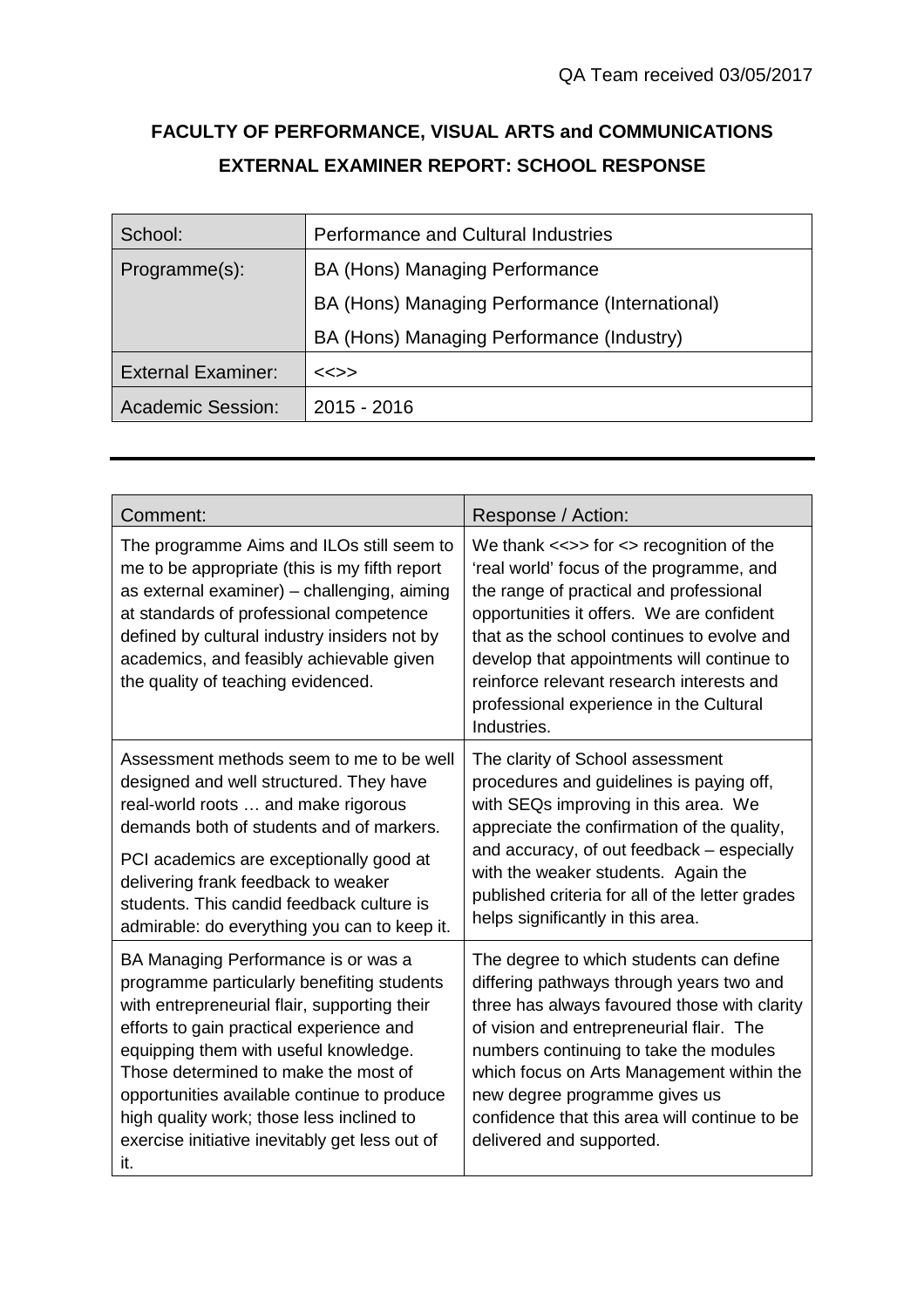QA Team received 03/05/2017

# FACULTY OF PERFORMANCE, VISUAL ARTS and COMMUNICATIONS

## EXTERNAL EXAMINER REPORT: SCHOOL RESPONSE

| School: | Performance and Cultural Industries |
|---|---|
| Programme(s): | BA (Hons) Managing Performance<br>BA (Hons) Managing Performance (International)<br>BA (Hons) Managing Performance (Industry) |
| External Examiner: | <<>> |
| Academic Session: | 2015 - 2016 |

| Comment: | Response / Action: |
|---|---|
| The programme Aims and ILOs still seem to me to be appropriate (this is my fifth report as external examiner) – challenging, aiming at standards of professional competence defined by cultural industry insiders not by academics, and feasibly achievable given the quality of teaching evidenced. | We thank <<>> for <> recognition of the 'real world' focus of the programme, and the range of practical and professional opportunities it offers. We are confident that as the school continues to evolve and develop that appointments will continue to reinforce relevant research interests and professional experience in the Cultural Industries. |
| Assessment methods seem to me to be well designed and well structured. They have real-world roots … and make rigorous demands both of students and of markers.<br><br>PCI academics are exceptionally good at delivering frank feedback to weaker students. This candid feedback culture is admirable: do everything you can to keep it. | The clarity of School assessment procedures and guidelines is paying off, with SEQs improving in this area. We appreciate the confirmation of the quality, and accuracy, of out feedback – especially with the weaker students. Again the published criteria for all of the letter grades helps significantly in this area. |
| BA Managing Performance is or was a programme particularly benefiting students with entrepreneurial flair, supporting their efforts to gain practical experience and equipping them with useful knowledge. Those determined to make the most of opportunities available continue to produce high quality work; those less inclined to exercise initiative inevitably get less out of it. | The degree to which students can define differing pathways through years two and three has always favoured those with clarity of vision and entrepreneurial flair. The numbers continuing to take the modules which focus on Arts Management within the new degree programme gives us confidence that this area will continue to be delivered and supported. |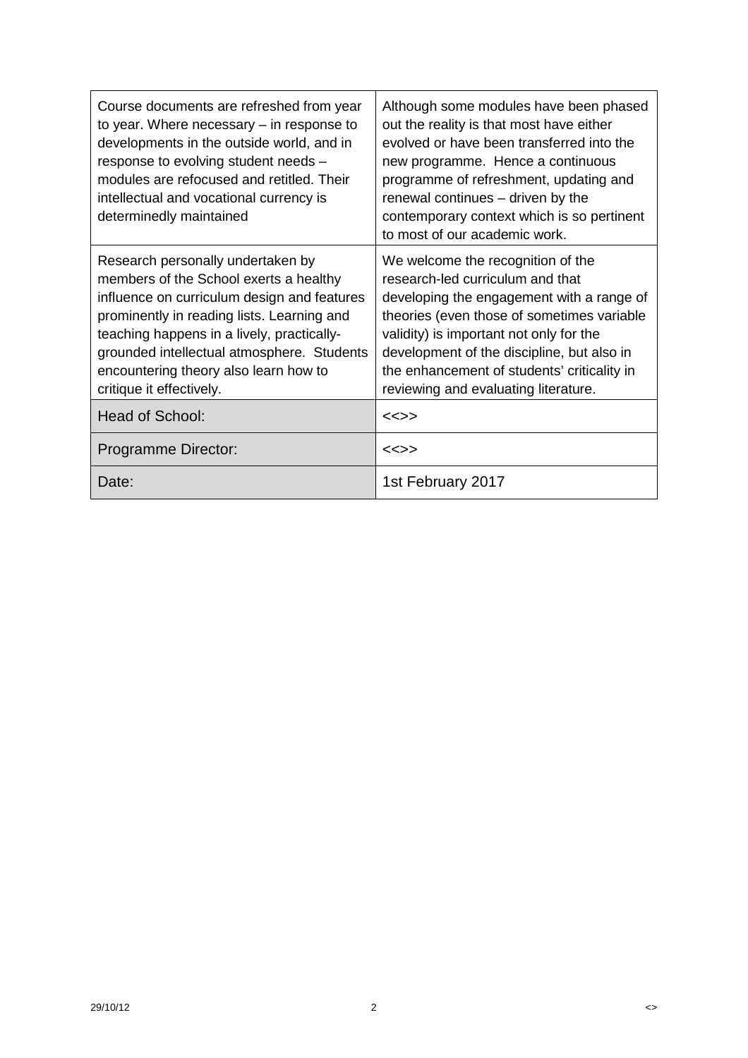| | |
|---|---|
| Course documents are refreshed from year to year. Where necessary – in response to developments in the outside world, and in response to evolving student needs – modules are refocused and retitled. Their intellectual and vocational currency is determinedly maintained | Although some modules have been phased out the reality is that most have either evolved or have been transferred into the new programme. Hence a continuous programme of refreshment, updating and renewal continues – driven by the contemporary context which is so pertinent to most of our academic work. |
| Research personally undertaken by members of the School exerts a healthy influence on curriculum design and features prominently in reading lists. Learning and teaching happens in a lively, practically-grounded intellectual atmosphere. Students encountering theory also learn how to critique it effectively. | We welcome the recognition of the research-led curriculum and that developing the engagement with a range of theories (even those of sometimes variable validity) is important not only for the development of the discipline, but also in the enhancement of students' criticality in reviewing and evaluating literature. |
| Head of School: | <<>> |
| Programme Director: | <<>> |
| Date: | 1st February 2017 |